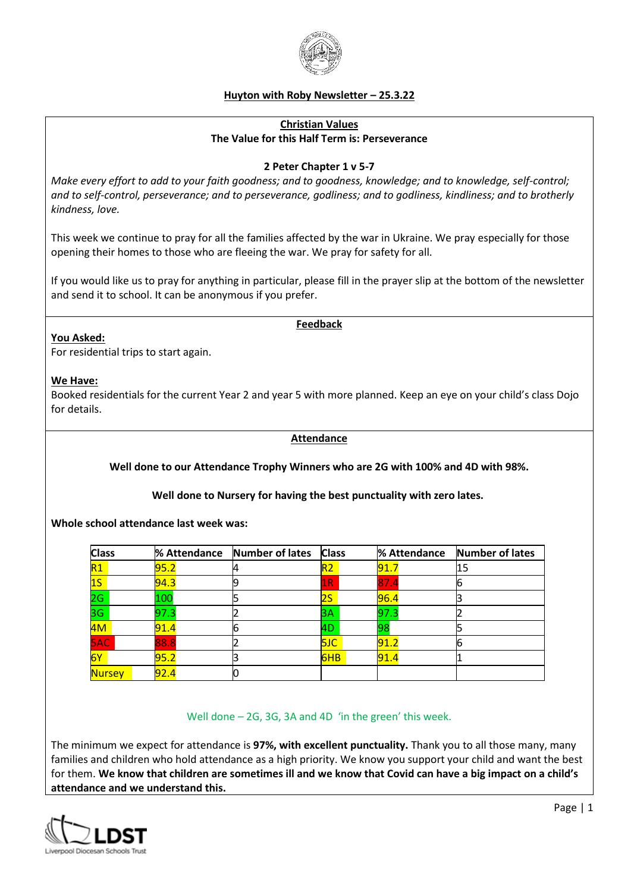# Huyton with Roby Newsletter – 25.3.22

## Christian Values

**The Value for this Half Term is: Perseverance**

**2 Peter Chapter 1 v 5-7**

*Make every effort to add to your faith goodness; and to goodness, knowledge; and to knowledge, self-control; and to self-control, perseverance; and to perseverance, godliness; and to godliness, kindliness; and to brotherly kindness, love.*

This week we continue to pray for all the families affected by the war in Ukraine. We pray especially for those opening their homes to those who are fleeing the war. We pray for safety for all.

If you would like us to pray for anything in particular, please fill in the prayer slip at the bottom of the newsletter and send it to school. It can be anonymous if you prefer.

## Feedback

**You Asked:**

For residential trips to start again.

**We Have:**

Booked residentials for the current Year 2 and year 5 with more planned. Keep an eye on your child's class Dojo for details.

## Attendance

**Well done to our Attendance Trophy Winners who are 2G with 100% and 4D with 98%.**

**Well done to Nursery for having the best punctuality with zero lates.**

**Whole school attendance last week was:**

| Class | % Attendance | Number of lates | Class | % Attendance | Number of lates |
|---|---|---|---|---|---|
| R1 | 95.2 | 4 | R2 | 91.7 | 15 |
| 1S | 94.3 | 9 | 1R | 87.4 | 6 |
| 2G | 100 | 5 | 2S | 96.4 | 3 |
| 3G | 97.3 | 2 | 3A | 97.3 | 2 |
| 4M | 91.4 | 6 | 4D | 98 | 5 |
| 5AC | 88.8 | 2 | 5JC | 91.2 | 6 |
| 6Y | 95.2 | 3 | 6HB | 91.4 | 1 |
| Nursey | 92.4 | 0 | | | |

Well done – 2G, 3G, 3A and 4D 'in the green' this week.

The minimum we expect for attendance is **97%, with excellent punctuality.** Thank you to all those many, many families and children who hold attendance as a high priority. We know you support your child and want the best for them. **We know that children are sometimes ill and we know that Covid can have a big impact on a child's attendance and we understand this.**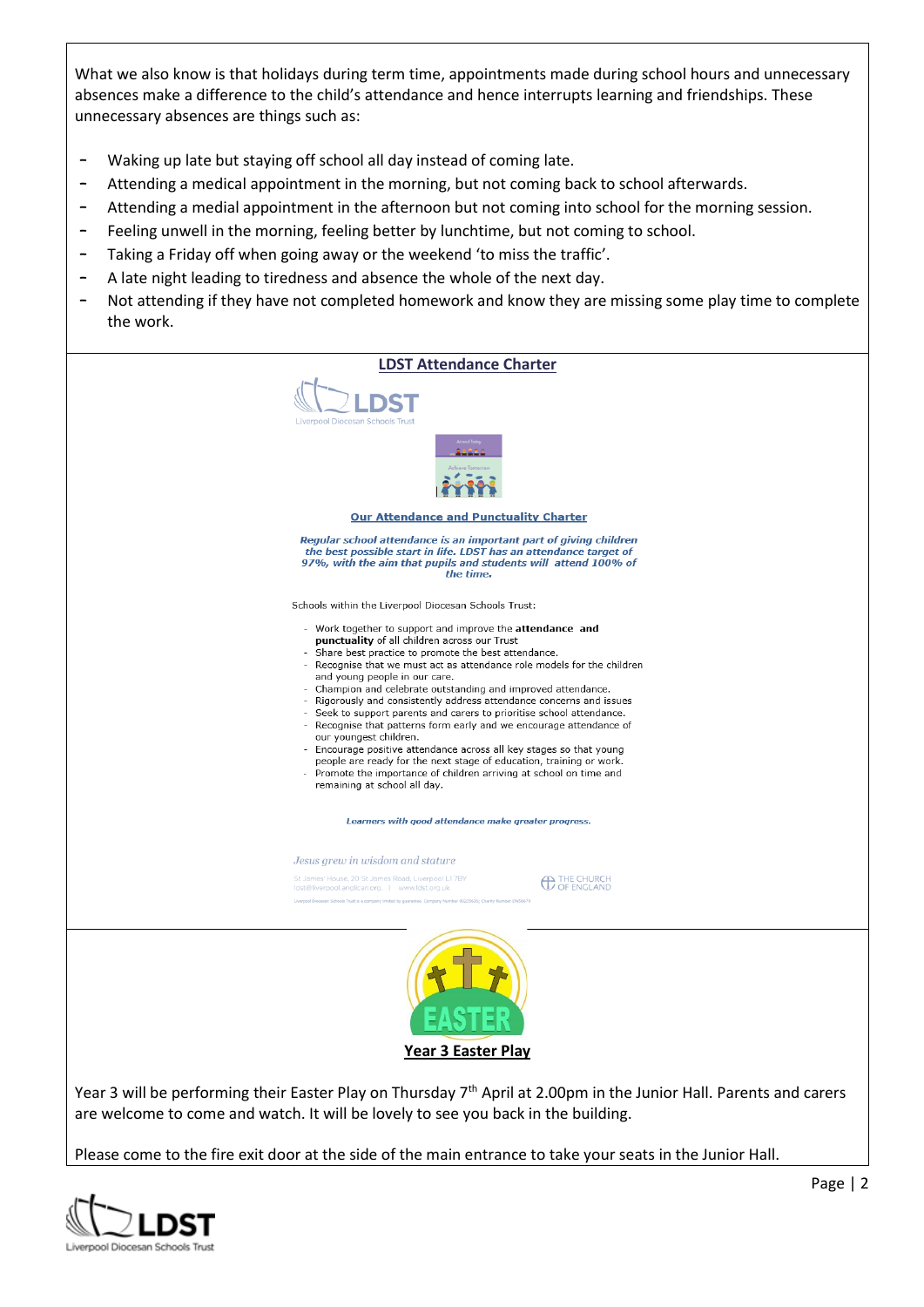What we also know is that holidays during term time, appointments made during school hours and unnecessary absences make a difference to the child's attendance and hence interrupts learning and friendships. These unnecessary absences are things such as:

- Waking up late but staying off school all day instead of coming late.
- Attending a medical appointment in the morning, but not coming back to school afterwards.
- Attending a medial appointment in the afternoon but not coming into school for the morning session.
- Feeling unwell in the morning, feeling better by lunchtime, but not coming to school.
- Taking a Friday off when going away or the weekend 'to miss the traffic'.
- A late night leading to tiredness and absence the whole of the next day.
- Not attending if they have not completed homework and know they are missing some play time to complete the work.

## LDST Attendance Charter

LDST
Liverpool Diocesan Schools Trust

Attend Today
Achieve Tomorrow

### Our Attendance and Punctuality Charter

***Regular school attendance is an important part of giving children the best possible start in life. LDST has an attendance target of 97%, with the aim that pupils and students will attend 100% of the time.***

Schools within the Liverpool Diocesan Schools Trust:

- Work together to support and improve the **attendance and punctuality** of all children across our Trust
- Share best practice to promote the best attendance.
- Recognise that we must act as attendance role models for the children and young people in our care.
- Champion and celebrate outstanding and improved attendance.
- Rigorously and consistently address attendance concerns and issues
- Seek to support parents and carers to prioritise school attendance.
- Recognise that patterns form early and we encourage attendance of our youngest children.
- Encourage positive attendance across all key stages so that young people are ready for the next stage of education, training or work.
- Promote the importance of children arriving at school on time and remaining at school all day.

***Learners with good attendance make greater progress.***

*Jesus grew in wisdom and stature*

St James' House, 20 St James Road, Liverpool L1 7BY | ldst@liverpool.anglican.org | www.ldst.org.uk

THE CHURCH OF ENGLAND

## Year 3 Easter Play

Year 3 will be performing their Easter Play on Thursday 7th April at 2.00pm in the Junior Hall. Parents and carers are welcome to come and watch. It will be lovely to see you back in the building.

Please come to the fire exit door at the side of the main entrance to take your seats in the Junior Hall.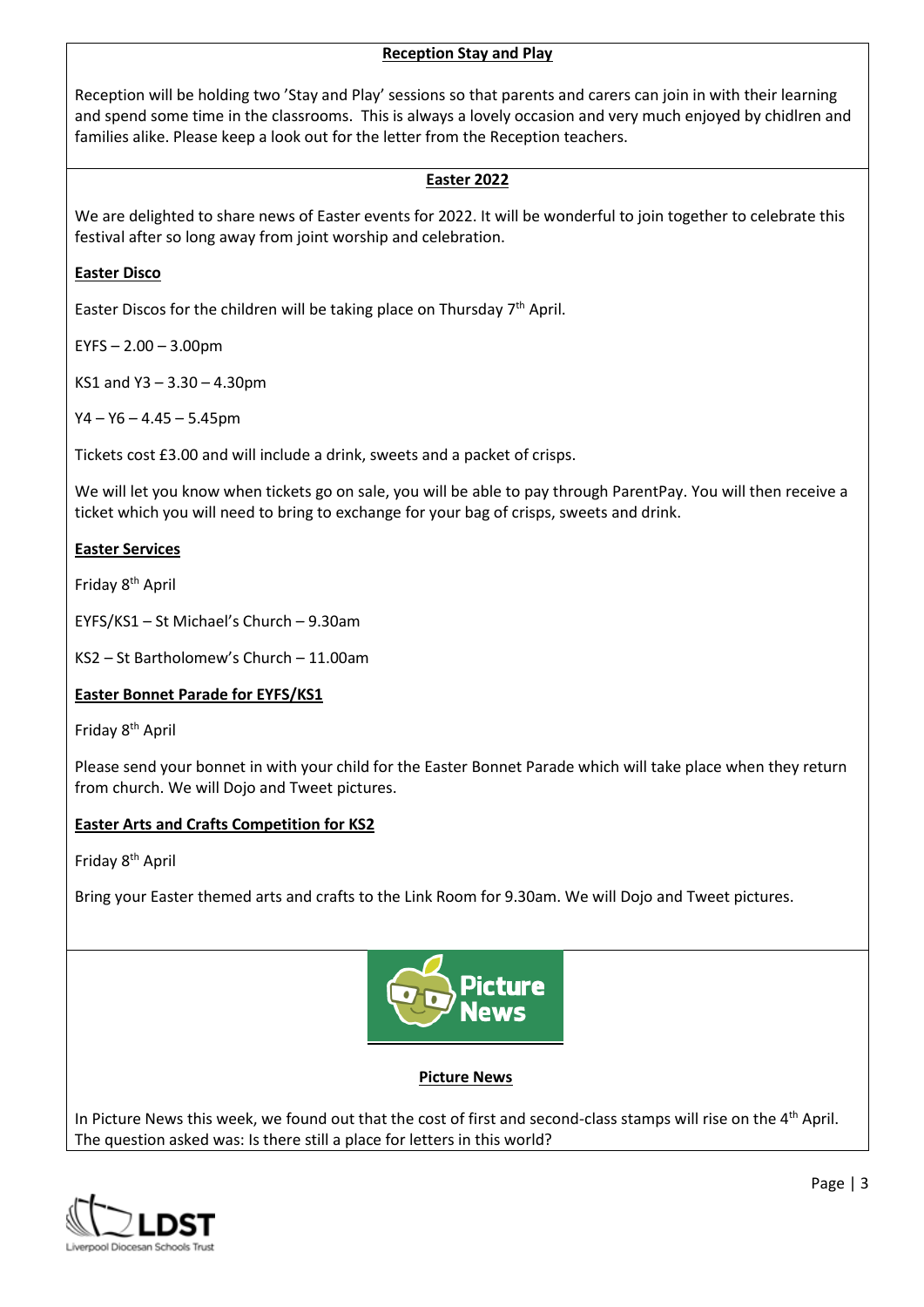## Reception Stay and Play

Reception will be holding two 'Stay and Play' sessions so that parents and carers can join in with their learning and spend some time in the classrooms. This is always a lovely occasion and very much enjoyed by chidlren and families alike. Please keep a look out for the letter from the Reception teachers.

## Easter 2022

We are delighted to share news of Easter events for 2022. It will be wonderful to join together to celebrate this festival after so long away from joint worship and celebration.

### Easter Disco

Easter Discos for the children will be taking place on Thursday 7th April.

EYFS – 2.00 – 3.00pm

KS1 and Y3 – 3.30 – 4.30pm

Y4 – Y6 – 4.45 – 5.45pm

Tickets cost £3.00 and will include a drink, sweets and a packet of crisps.

We will let you know when tickets go on sale, you will be able to pay through ParentPay. You will then receive a ticket which you will need to bring to exchange for your bag of crisps, sweets and drink.

### Easter Services

Friday 8th April

EYFS/KS1 – St Michael's Church – 9.30am

KS2 – St Bartholomew's Church – 11.00am

### Easter Bonnet Parade for EYFS/KS1

Friday 8th April

Please send your bonnet in with your child for the Easter Bonnet Parade which will take place when they return from church. We will Dojo and Tweet pictures.

### Easter Arts and Crafts Competition for KS2

Friday 8th April

Bring your Easter themed arts and crafts to the Link Room for 9.30am. We will Dojo and Tweet pictures.

## Picture News

In Picture News this week, we found out that the cost of first and second-class stamps will rise on the 4th April. The question asked was: Is there still a place for letters in this world?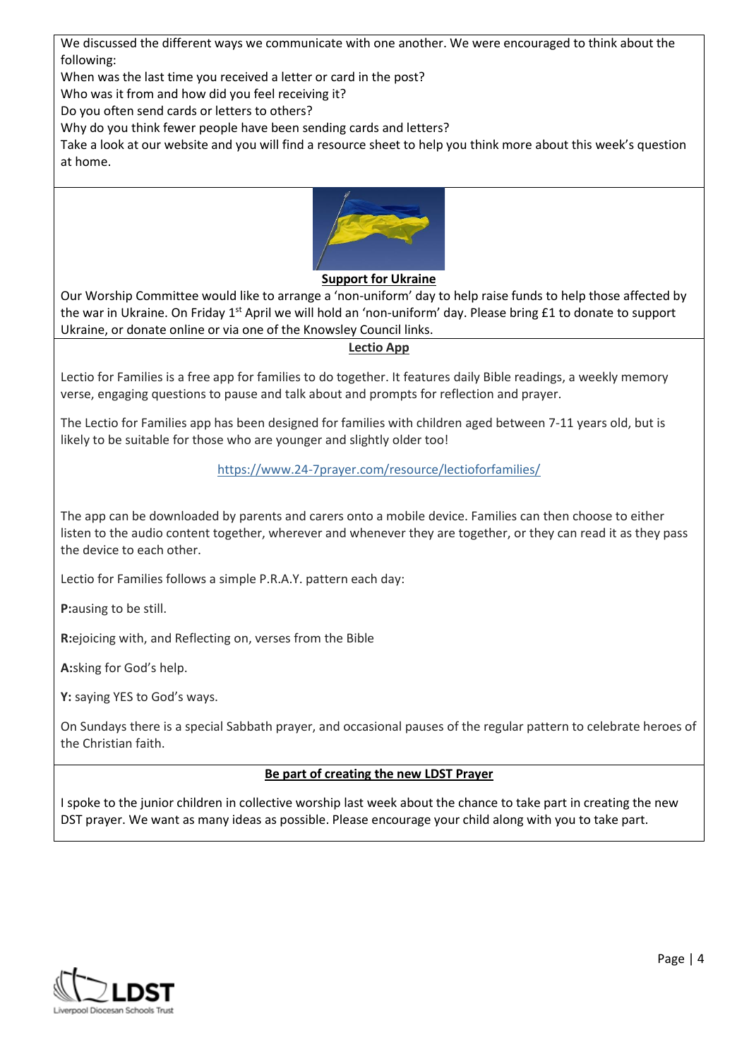We discussed the different ways we communicate with one another. We were encouraged to think about the following:

When was the last time you received a letter or card in the post?

Who was it from and how did you feel receiving it?

Do you often send cards or letters to others?

Why do you think fewer people have been sending cards and letters?

Take a look at our website and you will find a resource sheet to help you think more about this week's question at home.

## Support for Ukraine

Our Worship Committee would like to arrange a 'non-uniform' day to help raise funds to help those affected by the war in Ukraine. On Friday 1st April we will hold an 'non-uniform' day. Please bring £1 to donate to support Ukraine, or donate online or via one of the Knowsley Council links.

## Lectio App

Lectio for Families is a free app for families to do together. It features daily Bible readings, a weekly memory verse, engaging questions to pause and talk about and prompts for reflection and prayer.

The Lectio for Families app has been designed for families with children aged between 7-11 years old, but is likely to be suitable for those who are younger and slightly older too!

https://www.24-7prayer.com/resource/lectioforfamilies/

The app can be downloaded by parents and carers onto a mobile device. Families can then choose to either listen to the audio content together, wherever and whenever they are together, or they can read it as they pass the device to each other.

Lectio for Families follows a simple P.R.A.Y. pattern each day:

**P:**ausing to be still.

**R:**ejoicing with, and Reflecting on, verses from the Bible

**A:**sking for God's help.

**Y:** saying YES to God's ways.

On Sundays there is a special Sabbath prayer, and occasional pauses of the regular pattern to celebrate heroes of the Christian faith.

## Be part of creating the new LDST Prayer

I spoke to the junior children in collective worship last week about the chance to take part in creating the new DST prayer. We want as many ideas as possible. Please encourage your child along with you to take part.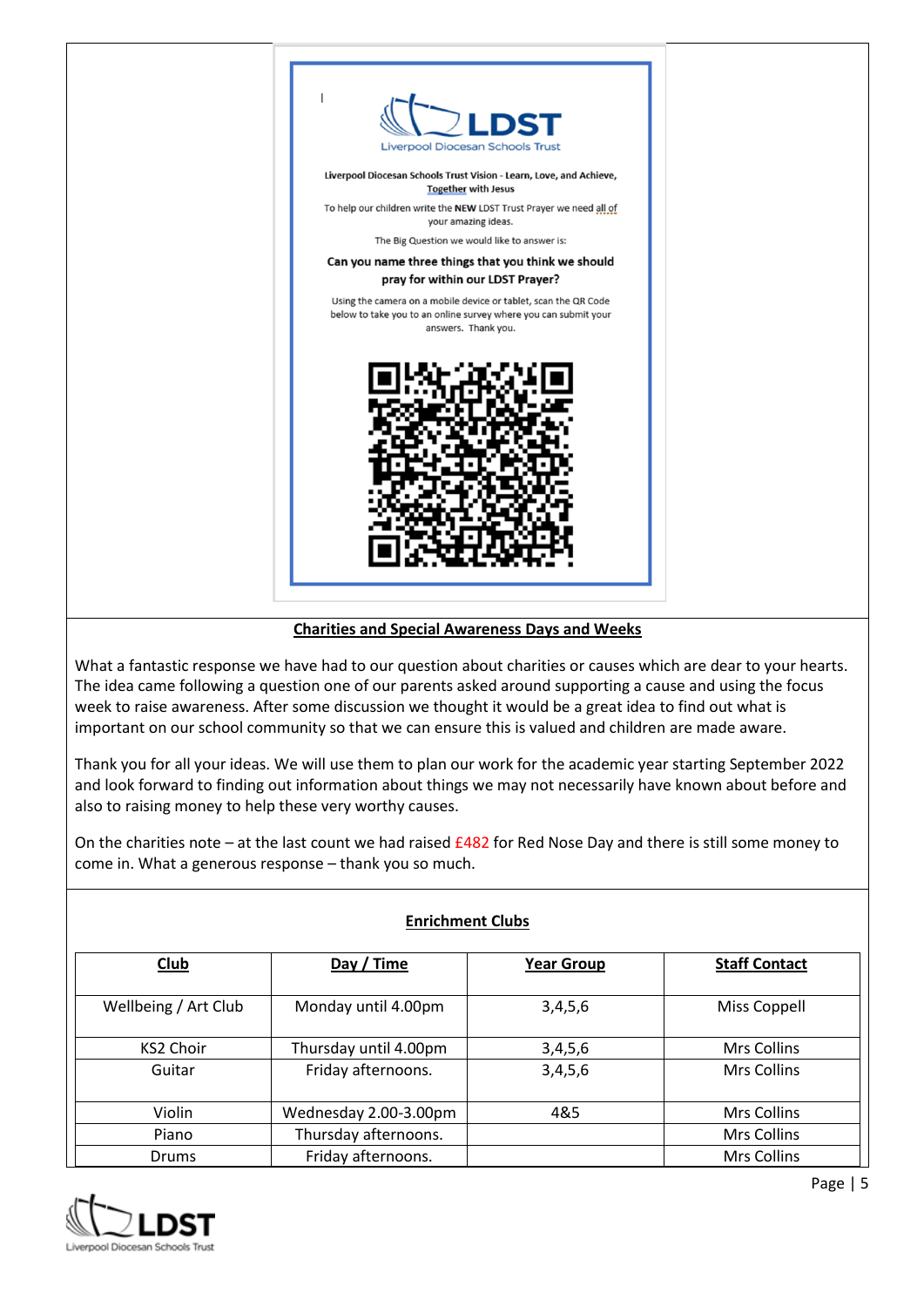LDST
Liverpool Diocesan Schools Trust

**Liverpool Diocesan Schools Trust Vision - Learn, Love, and Achieve, Together with Jesus**

To help our children write the **NEW** LDST Trust Prayer we need all of your amazing ideas.

The Big Question we would like to answer is:

**Can you name three things that you think we should pray for within our LDST Prayer?**

Using the camera on a mobile device or tablet, scan the QR Code below to take you to an online survey where you can submit your answers. Thank you.

## Charities and Special Awareness Days and Weeks

What a fantastic response we have had to our question about charities or causes which are dear to your hearts. The idea came following a question one of our parents asked around supporting a cause and using the focus week to raise awareness. After some discussion we thought it would be a great idea to find out what is important on our school community so that we can ensure this is valued and children are made aware.

Thank you for all your ideas. We will use them to plan our work for the academic year starting September 2022 and look forward to finding out information about things we may not necessarily have known about before and also to raising money to help these very worthy causes.

On the charities note – at the last count we had raised £482 for Red Nose Day and there is still some money to come in. What a generous response – thank you so much.

## Enrichment Clubs

| Club | Day / Time | Year Group | Staff Contact |
|---|---|---|---|
| Wellbeing / Art Club | Monday until 4.00pm | 3,4,5,6 | Miss Coppell |
| KS2 Choir | Thursday until 4.00pm | 3,4,5,6 | Mrs Collins |
| Guitar | Friday afternoons. | 3,4,5,6 | Mrs Collins |
| Violin | Wednesday 2.00-3.00pm | 4&5 | Mrs Collins |
| Piano | Thursday afternoons. | | Mrs Collins |
| Drums | Friday afternoons. | | Mrs Collins |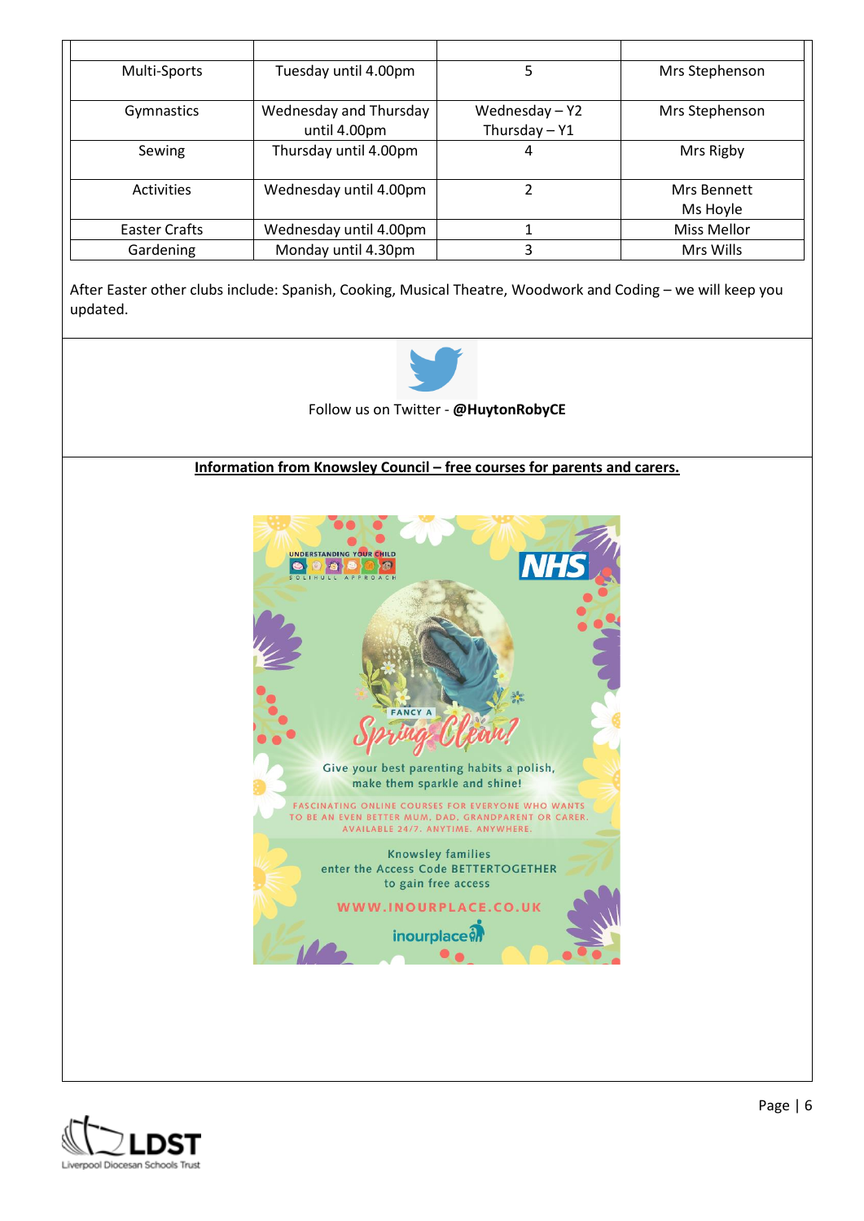| | | | |
|---|---|---|---|
| Multi-Sports | Tuesday until 4.00pm | 5 | Mrs Stephenson |
| Gymnastics | Wednesday and Thursday until 4.00pm | Wednesday – Y2 Thursday – Y1 | Mrs Stephenson |
| Sewing | Thursday until 4.00pm | 4 | Mrs Rigby |
| Activities | Wednesday until 4.00pm | 2 | Mrs Bennett Ms Hoyle |
| Easter Crafts | Wednesday until 4.00pm | 1 | Miss Mellor |
| Gardening | Monday until 4.30pm | 3 | Mrs Wills |

After Easter other clubs include: Spanish, Cooking, Musical Theatre, Woodwork and Coding – we will keep you updated.

Follow us on Twitter - **@HuytonRobyCE**

**Information from Knowsley Council – free courses for parents and carers.**

UNDERSTANDING YOUR CHILD
SOLIHULL APPROACH

NHS

FANCY A Spring Clean?

Give your best parenting habits a polish, make them sparkle and shine!

FASCINATING ONLINE COURSES FOR EVERYONE WHO WANTS TO BE AN EVEN BETTER MUM, DAD, GRANDPARENT OR CARER. AVAILABLE 24/7. ANYTIME. ANYWHERE.

Knowsley families enter the Access Code BETTERTOGETHER to gain free access

WWW.INOURPLACE.CO.UK

inourplace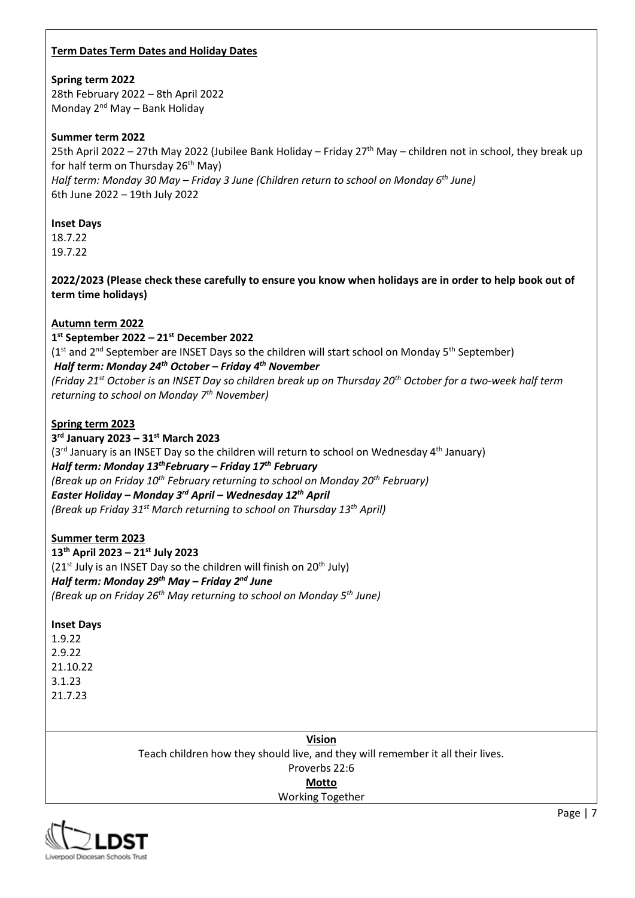**Term Dates Term Dates and Holiday Dates**

**Spring term 2022**
28th February 2022 – 8th April 2022
Monday 2nd May – Bank Holiday

**Summer term 2022**
25th April 2022 – 27th May 2022 (Jubilee Bank Holiday – Friday 27th May – children not in school, they break up for half term on Thursday 26th May)
*Half term: Monday 30 May – Friday 3 June (Children return to school on Monday 6th June)*
6th June 2022 – 19th July 2022

**Inset Days**
18.7.22
19.7.22

**2022/2023 (Please check these carefully to ensure you know when holidays are in order to help book out of term time holidays)**

**Autumn term 2022**
**1st September 2022 – 21st December 2022**
(1st and 2nd September are INSET Days so the children will start school on Monday 5th September)
***Half term: Monday 24th October – Friday 4th November***
*(Friday 21st October is an INSET Day so children break up on Thursday 20th October for a two-week half term returning to school on Monday 7th November)*

**Spring term 2023**
**3rd January 2023 – 31st March 2023**
(3rd January is an INSET Day so the children will return to school on Wednesday 4th January)
***Half term: Monday 13th February – Friday 17th February***
*(Break up on Friday 10th February returning to school on Monday 20th February)*
***Easter Holiday – Monday 3rd April – Wednesday 12th April***
*(Break up Friday 31st March returning to school on Thursday 13th April)*

**Summer term 2023**
**13th April 2023 – 21st July 2023**
(21st July is an INSET Day so the children will finish on 20th July)
***Half term: Monday 29th May – Friday 2nd June***
*(Break up on Friday 26th May returning to school on Monday 5th June)*

**Inset Days**
1.9.22
2.9.22
21.10.22
3.1.23
21.7.23

**Vision**
Teach children how they should live, and they will remember it all their lives.
Proverbs 22:6
**Motto**
Working Together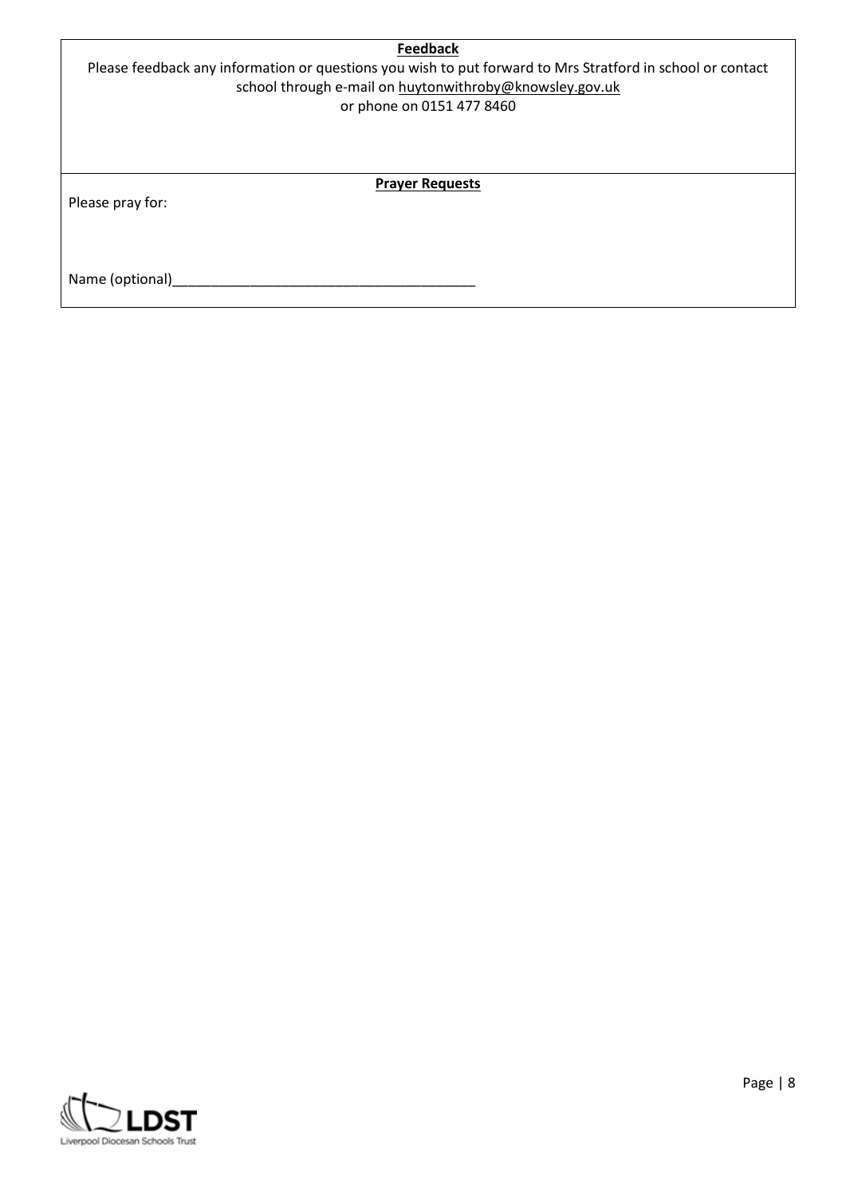**Feedback**

Please feedback any information or questions you wish to put forward to Mrs Stratford in school or contact school through e-mail on huytonwithroby@knowsley.gov.uk
or phone on 0151 477 8460

**Prayer Requests**

Please pray for:

Name (optional)_______________________________________